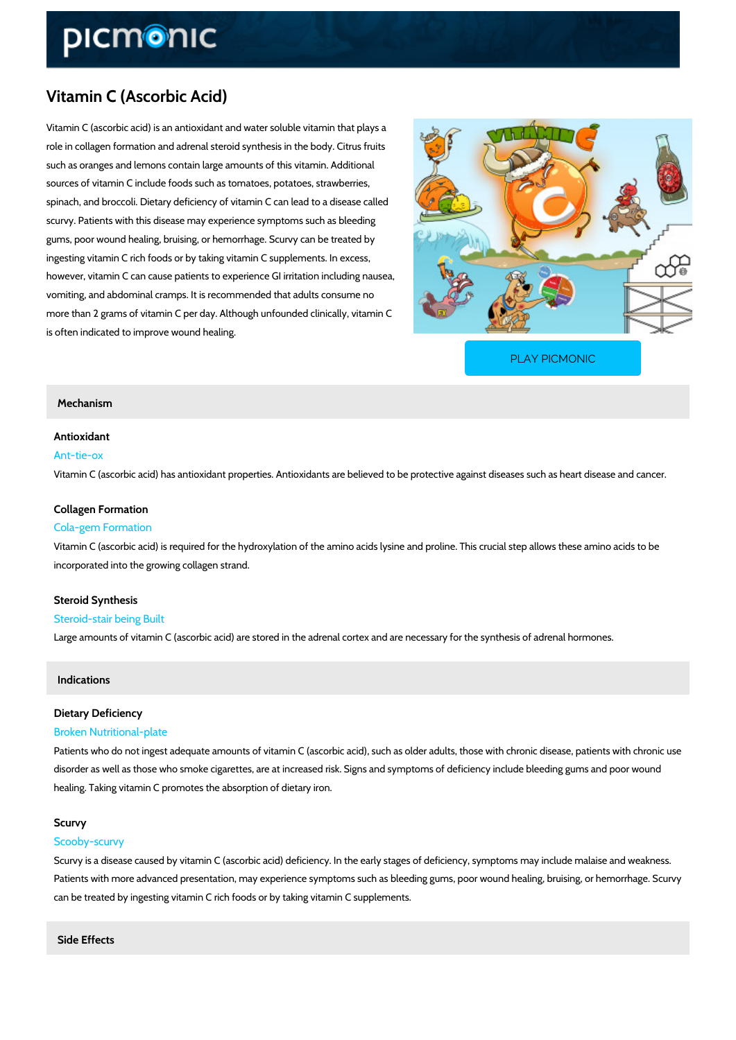# Vitamin C (Ascorbic Acid)

Vitamin C (ascorbic acid) is an antioxidant and water soluble vitamin that plays a role in collagen formation and adrenal steroid synthesis in the body. Citrus fruits such as oranges and lemons contain large amounts of this vitamin. Additional sources of vitamin C include foods such as tomatoes, potatoes, strawberries, spinach, and broccoli. Dietary deficiency of vitamin C can lead to a disease called scurvy. Patients with this disease may experience symptoms such as bleeding gums, poor wound healing, bruising, or hemorrhage. Scurvy can be treated by ingesting vitamin C rich foods or by taking vitamin C supplements. In excess, however, vitamin C can cause patients to experience GI irritation including nausea, vomiting, and abdominal cramps. It is recommended that adults consume no more than 2 grams of vitamin C per day. Although unfounded clinically, vitamin C is often indicated to improve wound healing.

PLAY PICMONIC

## Mechanism

### Antioxidant

Ant-tie-ox

Vitamin C (ascorbic acid) has antioxidant properties. Antioxidants are believed to be protective against diseases such as heart disease and cancer.

### Collagen Formation

Cola-gem Formation

Vitamin C (ascorbic acid) is required for the hydroxylation of the amino acids lysine and proline. This crucial step allows these amino acids to be incorporated into the growing collagen strand.

### Steroid Synthesis

Steroid-stair being Built

Large amounts of vitamin C (ascorbic acid) are stored in the adrenal cortex and are necessary for the synthesis of adrenal hormones.

## Indications

### Dietary Deficiency

Broken Nutritional-plate

Patients who do not ingest adequate amounts of vitamin C (ascorbic acid), such as older adults, those with chronic disease, patients with chronic use disorder as well as those who smoke cigarettes, are at increased risk. Signs and symptoms of deficiency include bleeding gums and poor wound healing. Taking vitamin C promotes the absorption of dietary iron.

### Scurvy

Scooby-scurvy

Scurvy is a disease caused by vitamin C (ascorbic acid) deficiency. In the early stages of deficiency, symptoms may include malaise and weakness. Patients with more advanced presentation, may experience symptoms such as bleeding gums, poor wound healing, bruising, or hemorrhage. Scurvy can be treated by ingesting vitamin C rich foods or by taking vitamin C supplements.

## Side Effects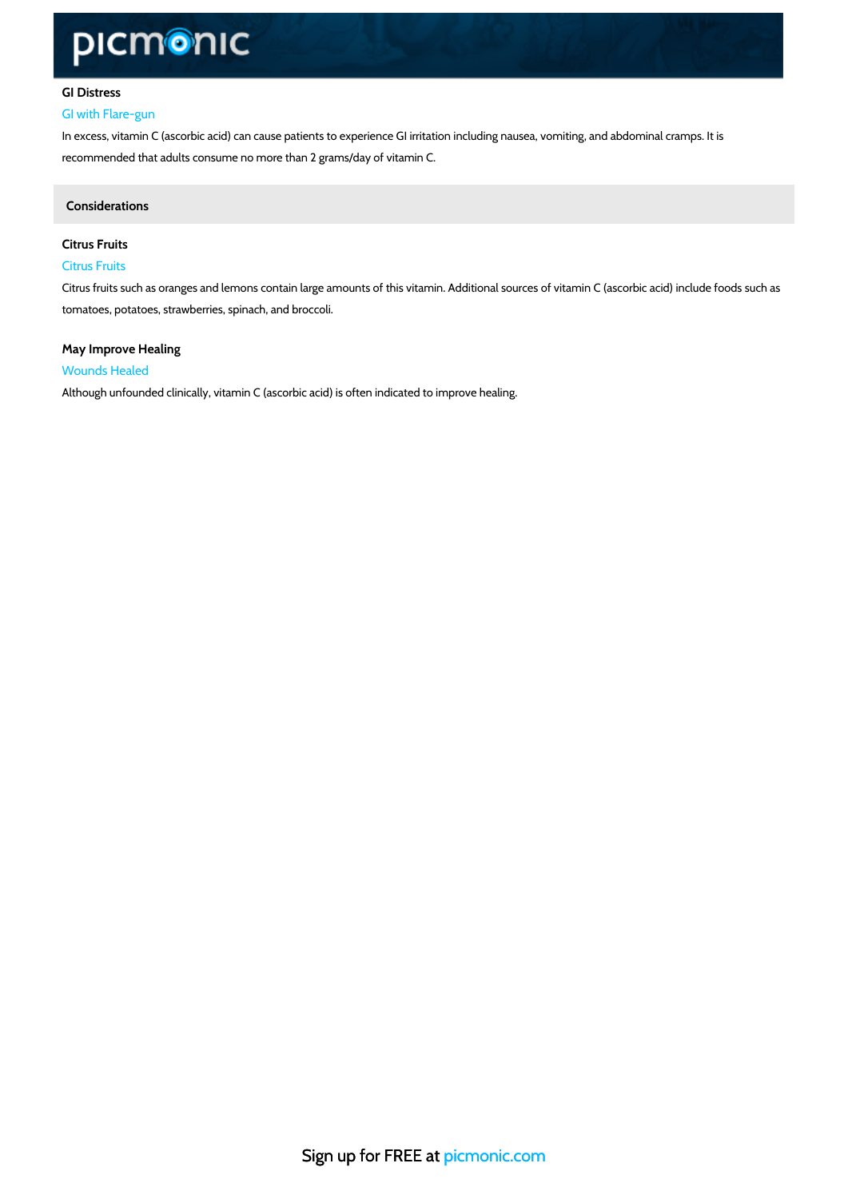### GI Distress

GI with Flare-gun

In excess, vitamin C (ascorbic acid) can cause patients to experience GI irritation including nausea, vomiting, and abdominal cramps. It is recommended that adults consume no more than 2 grams/day of vitamin C.

## Considerations

### Citrus Fruits

Citrus Fruits

Citrus fruits such as oranges and lemons contain large amounts of this vitamin. Additional sources of vitamin C (ascorbic acid) include foods such as tomatoes, potatoes, strawberries, spinach, and broccoli.

### May Improve Healing

Wounds Healed

Although unfounded clinically, vitamin C (ascorbic acid) is often indicated to improve healing.